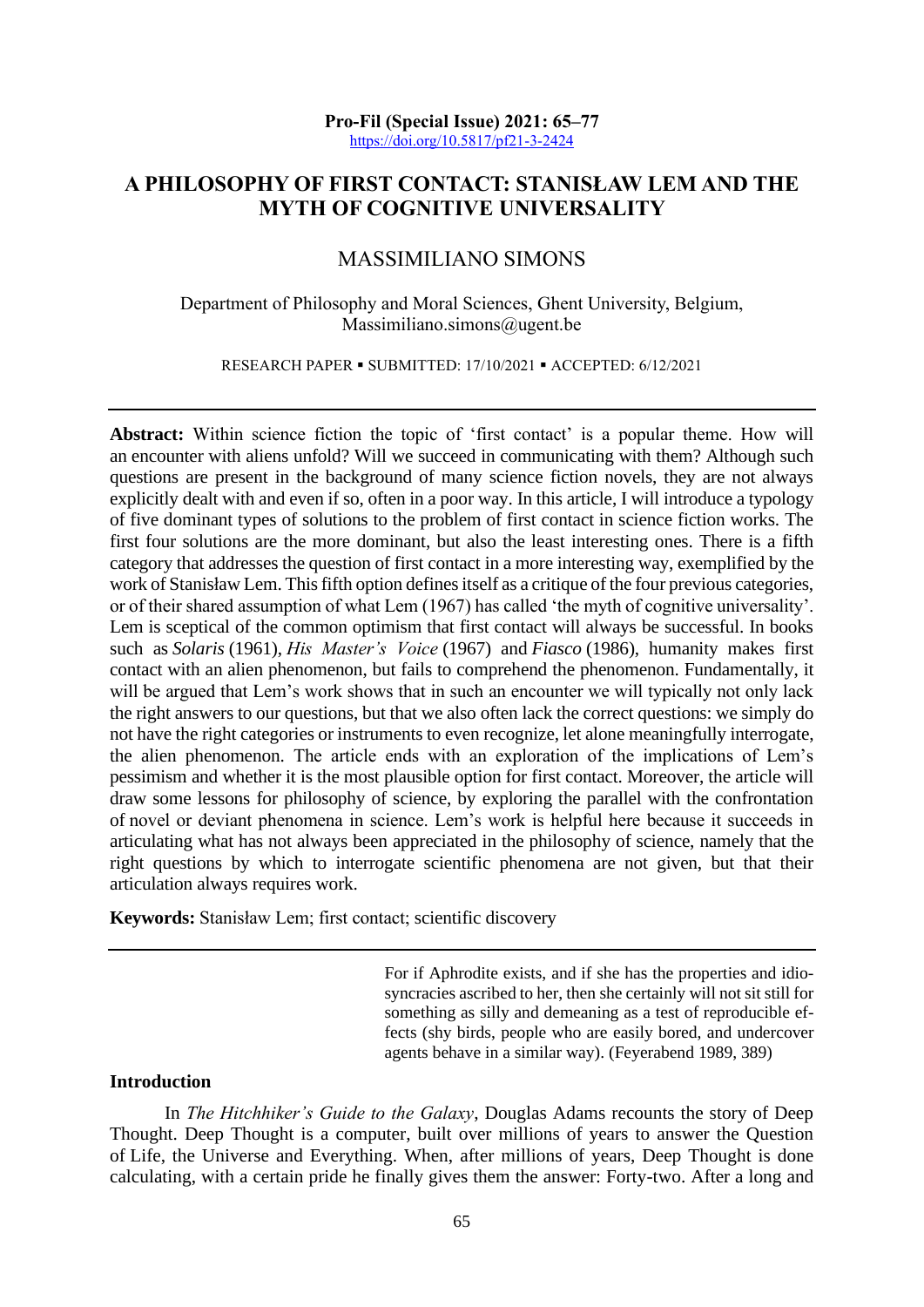Pro-Fil (Special Issue) 2021: 65–77
https://doi.org/10.5817/pf21-3-2424

# A PHILOSOPHY OF FIRST CONTACT: STANISŁAW LEM AND THE MYTH OF COGNITIVE UNIVERSALITY

MASSIMILIANO SIMONS

Department of Philosophy and Moral Sciences, Ghent University, Belgium, Massimiliano.simons@ugent.be

RESEARCH PAPER ▪ SUBMITTED: 17/10/2021 ▪ ACCEPTED: 6/12/2021

**Abstract:** Within science fiction the topic of 'first contact' is a popular theme. How will an encounter with aliens unfold? Will we succeed in communicating with them? Although such questions are present in the background of many science fiction novels, they are not always explicitly dealt with and even if so, often in a poor way. In this article, I will introduce a typology of five dominant types of solutions to the problem of first contact in science fiction works. The first four solutions are the more dominant, but also the least interesting ones. There is a fifth category that addresses the question of first contact in a more interesting way, exemplified by the work of Stanisław Lem. This fifth option defines itself as a critique of the four previous categories, or of their shared assumption of what Lem (1967) has called 'the myth of cognitive universality'. Lem is sceptical of the common optimism that first contact will always be successful. In books such as *Solaris* (1961), *His Master's Voice* (1967) and *Fiasco* (1986), humanity makes first contact with an alien phenomenon, but fails to comprehend the phenomenon. Fundamentally, it will be argued that Lem's work shows that in such an encounter we will typically not only lack the right answers to our questions, but that we also often lack the correct questions: we simply do not have the right categories or instruments to even recognize, let alone meaningfully interrogate, the alien phenomenon. The article ends with an exploration of the implications of Lem's pessimism and whether it is the most plausible option for first contact. Moreover, the article will draw some lessons for philosophy of science, by exploring the parallel with the confrontation of novel or deviant phenomena in science. Lem's work is helpful here because it succeeds in articulating what has not always been appreciated in the philosophy of science, namely that the right questions by which to interrogate scientific phenomena are not given, but that their articulation always requires work.

**Keywords:** Stanisław Lem; first contact; scientific discovery

> For if Aphrodite exists, and if she has the properties and idiosyncracies ascribed to her, then she certainly will not sit still for something as silly and demeaning as a test of reproducible effects (shy birds, people who are easily bored, and undercover agents behave in a similar way). (Feyerabend 1989, 389)

## Introduction

In *The Hitchhiker's Guide to the Galaxy*, Douglas Adams recounts the story of Deep Thought. Deep Thought is a computer, built over millions of years to answer the Question of Life, the Universe and Everything. When, after millions of years, Deep Thought is done calculating, with a certain pride he finally gives them the answer: Forty-two. After a long and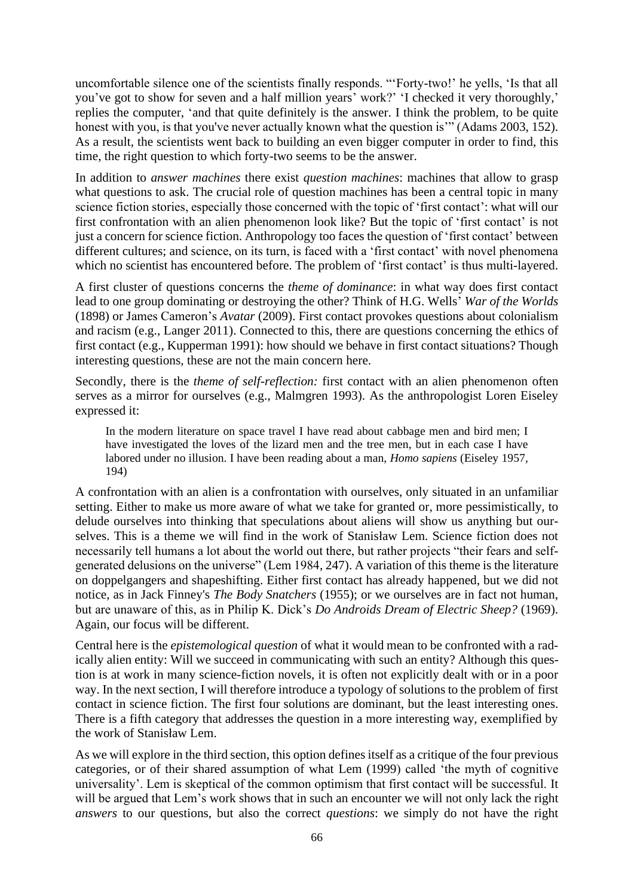uncomfortable silence one of the scientists finally responds. "'Forty-two!' he yells, 'Is that all you've got to show for seven and a half million years' work?' 'I checked it very thoroughly,' replies the computer, 'and that quite definitely is the answer. I think the problem, to be quite honest with you, is that you've never actually known what the question is'" (Adams 2003, 152). As a result, the scientists went back to building an even bigger computer in order to find, this time, the right question to which forty-two seems to be the answer.

In addition to *answer machines* there exist *question machines*: machines that allow to grasp what questions to ask. The crucial role of question machines has been a central topic in many science fiction stories, especially those concerned with the topic of 'first contact': what will our first confrontation with an alien phenomenon look like? But the topic of 'first contact' is not just a concern for science fiction. Anthropology too faces the question of 'first contact' between different cultures; and science, on its turn, is faced with a 'first contact' with novel phenomena which no scientist has encountered before. The problem of 'first contact' is thus multi-layered.

A first cluster of questions concerns the *theme of dominance*: in what way does first contact lead to one group dominating or destroying the other? Think of H.G. Wells' *War of the Worlds* (1898) or James Cameron's *Avatar* (2009). First contact provokes questions about colonialism and racism (e.g., Langer 2011). Connected to this, there are questions concerning the ethics of first contact (e.g., Kupperman 1991): how should we behave in first contact situations? Though interesting questions, these are not the main concern here.

Secondly, there is the *theme of self-reflection:* first contact with an alien phenomenon often serves as a mirror for ourselves (e.g., Malmgren 1993). As the anthropologist Loren Eiseley expressed it:

> In the modern literature on space travel I have read about cabbage men and bird men; I have investigated the loves of the lizard men and the tree men, but in each case I have labored under no illusion. I have been reading about a man, *Homo sapiens* (Eiseley 1957, 194)

A confrontation with an alien is a confrontation with ourselves, only situated in an unfamiliar setting. Either to make us more aware of what we take for granted or, more pessimistically, to delude ourselves into thinking that speculations about aliens will show us anything but ourselves. This is a theme we will find in the work of Stanisław Lem. Science fiction does not necessarily tell humans a lot about the world out there, but rather projects "their fears and self-generated delusions on the universe" (Lem 1984, 247). A variation of this theme is the literature on doppelgangers and shapeshifting. Either first contact has already happened, but we did not notice, as in Jack Finney's *The Body Snatchers* (1955); or we ourselves are in fact not human, but are unaware of this, as in Philip K. Dick's *Do Androids Dream of Electric Sheep?* (1969). Again, our focus will be different.

Central here is the *epistemological question* of what it would mean to be confronted with a radically alien entity: Will we succeed in communicating with such an entity? Although this question is at work in many science-fiction novels, it is often not explicitly dealt with or in a poor way. In the next section, I will therefore introduce a typology of solutions to the problem of first contact in science fiction. The first four solutions are dominant, but the least interesting ones. There is a fifth category that addresses the question in a more interesting way, exemplified by the work of Stanisław Lem.

As we will explore in the third section, this option defines itself as a critique of the four previous categories, or of their shared assumption of what Lem (1999) called 'the myth of cognitive universality'. Lem is skeptical of the common optimism that first contact will be successful. It will be argued that Lem's work shows that in such an encounter we will not only lack the right *answers* to our questions, but also the correct *questions*: we simply do not have the right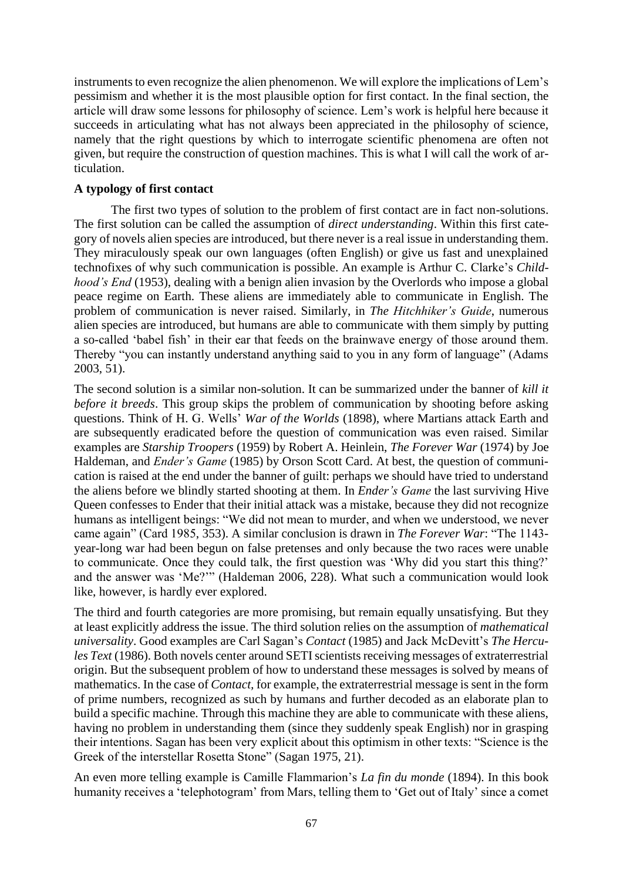instruments to even recognize the alien phenomenon. We will explore the implications of Lem's pessimism and whether it is the most plausible option for first contact. In the final section, the article will draw some lessons for philosophy of science. Lem's work is helpful here because it succeeds in articulating what has not always been appreciated in the philosophy of science, namely that the right questions by which to interrogate scientific phenomena are often not given, but require the construction of question machines. This is what I will call the work of articulation.

**A typology of first contact**

The first two types of solution to the problem of first contact are in fact non-solutions. The first solution can be called the assumption of *direct understanding*. Within this first category of novels alien species are introduced, but there never is a real issue in understanding them. They miraculously speak our own languages (often English) or give us fast and unexplained technofixes of why such communication is possible. An example is Arthur C. Clarke's *Childhood's End* (1953), dealing with a benign alien invasion by the Overlords who impose a global peace regime on Earth. These aliens are immediately able to communicate in English. The problem of communication is never raised. Similarly, in *The Hitchhiker's Guide*, numerous alien species are introduced, but humans are able to communicate with them simply by putting a so-called 'babel fish' in their ear that feeds on the brainwave energy of those around them. Thereby "you can instantly understand anything said to you in any form of language" (Adams 2003, 51).

The second solution is a similar non-solution. It can be summarized under the banner of *kill it before it breeds*. This group skips the problem of communication by shooting before asking questions. Think of H. G. Wells' *War of the Worlds* (1898), where Martians attack Earth and are subsequently eradicated before the question of communication was even raised. Similar examples are *Starship Troopers* (1959) by Robert A. Heinlein, *The Forever War* (1974) by Joe Haldeman, and *Ender's Game* (1985) by Orson Scott Card. At best, the question of communication is raised at the end under the banner of guilt: perhaps we should have tried to understand the aliens before we blindly started shooting at them. In *Ender's Game* the last surviving Hive Queen confesses to Ender that their initial attack was a mistake, because they did not recognize humans as intelligent beings: "We did not mean to murder, and when we understood, we never came again" (Card 1985, 353). A similar conclusion is drawn in *The Forever War*: "The 1143-year-long war had been begun on false pretenses and only because the two races were unable to communicate. Once they could talk, the first question was 'Why did you start this thing?' and the answer was 'Me?'" (Haldeman 2006, 228). What such a communication would look like, however, is hardly ever explored.

The third and fourth categories are more promising, but remain equally unsatisfying. But they at least explicitly address the issue. The third solution relies on the assumption of *mathematical universality*. Good examples are Carl Sagan's *Contact* (1985) and Jack McDevitt's *The Hercules Text* (1986). Both novels center around SETI scientists receiving messages of extraterrestrial origin. But the subsequent problem of how to understand these messages is solved by means of mathematics. In the case of *Contact*, for example, the extraterrestrial message is sent in the form of prime numbers, recognized as such by humans and further decoded as an elaborate plan to build a specific machine. Through this machine they are able to communicate with these aliens, having no problem in understanding them (since they suddenly speak English) nor in grasping their intentions. Sagan has been very explicit about this optimism in other texts: "Science is the Greek of the interstellar Rosetta Stone" (Sagan 1975, 21).

An even more telling example is Camille Flammarion's *La fin du monde* (1894). In this book humanity receives a 'telephotogram' from Mars, telling them to 'Get out of Italy' since a comet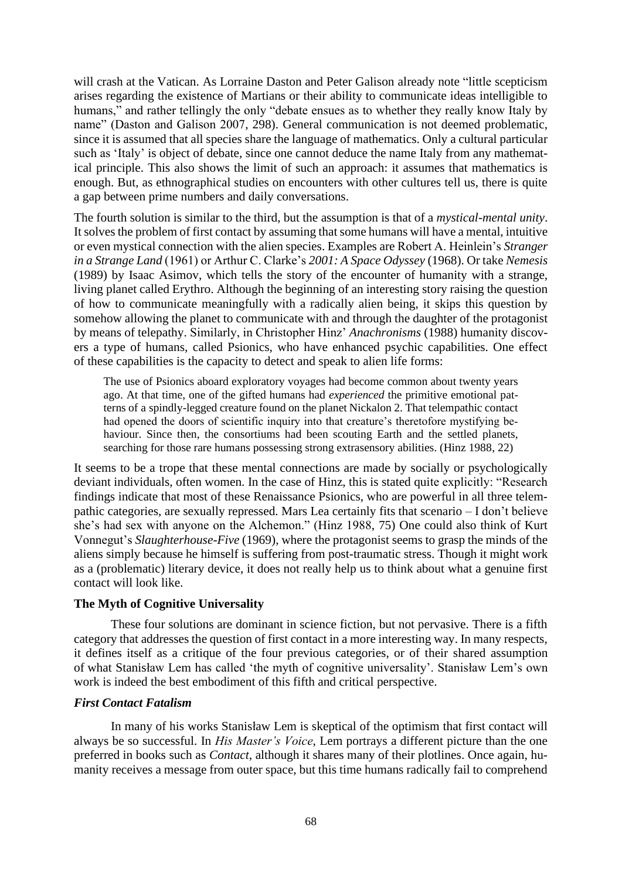will crash at the Vatican. As Lorraine Daston and Peter Galison already note "little scepticism arises regarding the existence of Martians or their ability to communicate ideas intelligible to humans," and rather tellingly the only "debate ensues as to whether they really know Italy by name" (Daston and Galison 2007, 298). General communication is not deemed problematic, since it is assumed that all species share the language of mathematics. Only a cultural particular such as 'Italy' is object of debate, since one cannot deduce the name Italy from any mathematical principle. This also shows the limit of such an approach: it assumes that mathematics is enough. But, as ethnographical studies on encounters with other cultures tell us, there is quite a gap between prime numbers and daily conversations.

The fourth solution is similar to the third, but the assumption is that of a *mystical-mental unity*. It solves the problem of first contact by assuming that some humans will have a mental, intuitive or even mystical connection with the alien species. Examples are Robert A. Heinlein's *Stranger in a Strange Land* (1961) or Arthur C. Clarke's *2001: A Space Odyssey* (1968). Or take *Nemesis* (1989) by Isaac Asimov, which tells the story of the encounter of humanity with a strange, living planet called Erythro. Although the beginning of an interesting story raising the question of how to communicate meaningfully with a radically alien being, it skips this question by somehow allowing the planet to communicate with and through the daughter of the protagonist by means of telepathy. Similarly, in Christopher Hinz' *Anachronisms* (1988) humanity discovers a type of humans, called Psionics, who have enhanced psychic capabilities. One effect of these capabilities is the capacity to detect and speak to alien life forms:

> The use of Psionics aboard exploratory voyages had become common about twenty years ago. At that time, one of the gifted humans had *experienced* the primitive emotional patterns of a spindly-legged creature found on the planet Nickalon 2. That telempathic contact had opened the doors of scientific inquiry into that creature's theretofore mystifying behaviour. Since then, the consortiums had been scouting Earth and the settled planets, searching for those rare humans possessing strong extrasensory abilities. (Hinz 1988, 22)

It seems to be a trope that these mental connections are made by socially or psychologically deviant individuals, often women. In the case of Hinz, this is stated quite explicitly: "Research findings indicate that most of these Renaissance Psionics, who are powerful in all three telempathic categories, are sexually repressed. Mars Lea certainly fits that scenario – I don't believe she's had sex with anyone on the Alchemon." (Hinz 1988, 75) One could also think of Kurt Vonnegut's *Slaughterhouse-Five* (1969), where the protagonist seems to grasp the minds of the aliens simply because he himself is suffering from post-traumatic stress. Though it might work as a (problematic) literary device, it does not really help us to think about what a genuine first contact will look like.

## The Myth of Cognitive Universality

These four solutions are dominant in science fiction, but not pervasive. There is a fifth category that addresses the question of first contact in a more interesting way. In many respects, it defines itself as a critique of the four previous categories, or of their shared assumption of what Stanisław Lem has called 'the myth of cognitive universality'. Stanisław Lem's own work is indeed the best embodiment of this fifth and critical perspective.

### *First Contact Fatalism*

In many of his works Stanisław Lem is skeptical of the optimism that first contact will always be so successful. In *His Master's Voice*, Lem portrays a different picture than the one preferred in books such as *Contact*, although it shares many of their plotlines. Once again, humanity receives a message from outer space, but this time humans radically fail to comprehend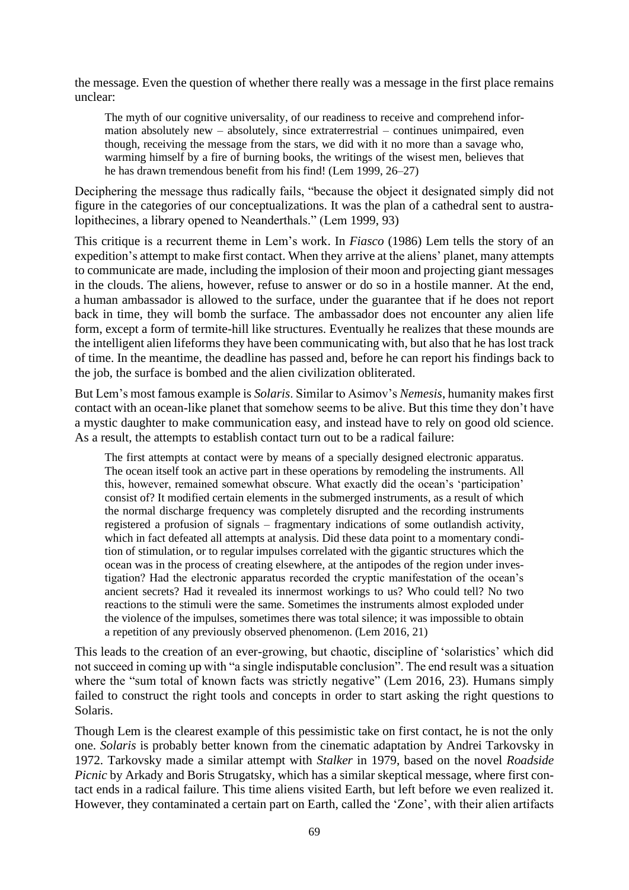the message. Even the question of whether there really was a message in the first place remains unclear:

> The myth of our cognitive universality, of our readiness to receive and comprehend information absolutely new – absolutely, since extraterrestrial – continues unimpaired, even though, receiving the message from the stars, we did with it no more than a savage who, warming himself by a fire of burning books, the writings of the wisest men, believes that he has drawn tremendous benefit from his find! (Lem 1999, 26–27)

Deciphering the message thus radically fails, "because the object it designated simply did not figure in the categories of our conceptualizations. It was the plan of a cathedral sent to australopithecines, a library opened to Neanderthals." (Lem 1999, 93)

This critique is a recurrent theme in Lem's work. In *Fiasco* (1986) Lem tells the story of an expedition's attempt to make first contact. When they arrive at the aliens' planet, many attempts to communicate are made, including the implosion of their moon and projecting giant messages in the clouds. The aliens, however, refuse to answer or do so in a hostile manner. At the end, a human ambassador is allowed to the surface, under the guarantee that if he does not report back in time, they will bomb the surface. The ambassador does not encounter any alien life form, except a form of termite-hill like structures. Eventually he realizes that these mounds are the intelligent alien lifeforms they have been communicating with, but also that he has lost track of time. In the meantime, the deadline has passed and, before he can report his findings back to the job, the surface is bombed and the alien civilization obliterated.

But Lem's most famous example is *Solaris*. Similar to Asimov's *Nemesis*, humanity makes first contact with an ocean-like planet that somehow seems to be alive. But this time they don't have a mystic daughter to make communication easy, and instead have to rely on good old science. As a result, the attempts to establish contact turn out to be a radical failure:

> The first attempts at contact were by means of a specially designed electronic apparatus. The ocean itself took an active part in these operations by remodeling the instruments. All this, however, remained somewhat obscure. What exactly did the ocean's 'participation' consist of? It modified certain elements in the submerged instruments, as a result of which the normal discharge frequency was completely disrupted and the recording instruments registered a profusion of signals – fragmentary indications of some outlandish activity, which in fact defeated all attempts at analysis. Did these data point to a momentary condition of stimulation, or to regular impulses correlated with the gigantic structures which the ocean was in the process of creating elsewhere, at the antipodes of the region under investigation? Had the electronic apparatus recorded the cryptic manifestation of the ocean's ancient secrets? Had it revealed its innermost workings to us? Who could tell? No two reactions to the stimuli were the same. Sometimes the instruments almost exploded under the violence of the impulses, sometimes there was total silence; it was impossible to obtain a repetition of any previously observed phenomenon. (Lem 2016, 21)

This leads to the creation of an ever-growing, but chaotic, discipline of 'solaristics' which did not succeed in coming up with "a single indisputable conclusion". The end result was a situation where the "sum total of known facts was strictly negative" (Lem 2016, 23). Humans simply failed to construct the right tools and concepts in order to start asking the right questions to Solaris.

Though Lem is the clearest example of this pessimistic take on first contact, he is not the only one. *Solaris* is probably better known from the cinematic adaptation by Andrei Tarkovsky in 1972. Tarkovsky made a similar attempt with *Stalker* in 1979, based on the novel *Roadside Picnic* by Arkady and Boris Strugatsky, which has a similar skeptical message, where first contact ends in a radical failure. This time aliens visited Earth, but left before we even realized it. However, they contaminated a certain part on Earth, called the 'Zone', with their alien artifacts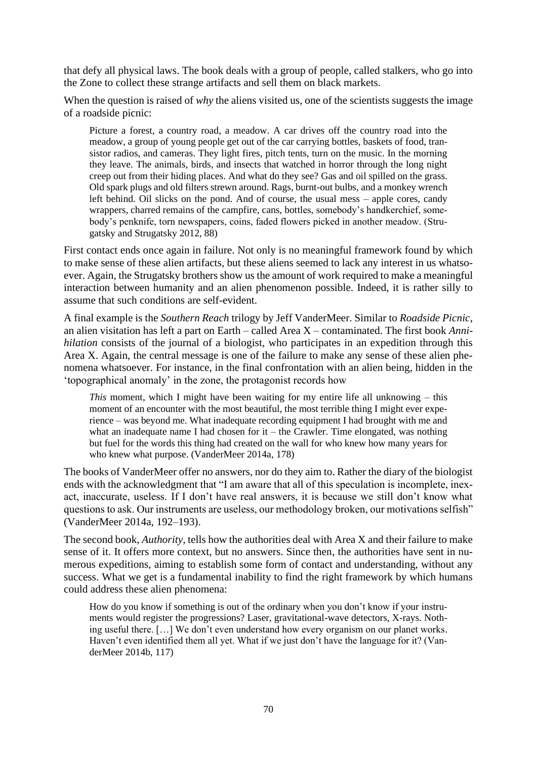that defy all physical laws. The book deals with a group of people, called stalkers, who go into the Zone to collect these strange artifacts and sell them on black markets.

When the question is raised of *why* the aliens visited us, one of the scientists suggests the image of a roadside picnic:

> Picture a forest, a country road, a meadow. A car drives off the country road into the meadow, a group of young people get out of the car carrying bottles, baskets of food, transistor radios, and cameras. They light fires, pitch tents, turn on the music. In the morning they leave. The animals, birds, and insects that watched in horror through the long night creep out from their hiding places. And what do they see? Gas and oil spilled on the grass. Old spark plugs and old filters strewn around. Rags, burnt-out bulbs, and a monkey wrench left behind. Oil slicks on the pond. And of course, the usual mess – apple cores, candy wrappers, charred remains of the campfire, cans, bottles, somebody's handkerchief, somebody's penknife, torn newspapers, coins, faded flowers picked in another meadow. (Strugatsky and Strugatsky 2012, 88)

First contact ends once again in failure. Not only is no meaningful framework found by which to make sense of these alien artifacts, but these aliens seemed to lack any interest in us whatsoever. Again, the Strugatsky brothers show us the amount of work required to make a meaningful interaction between humanity and an alien phenomenon possible. Indeed, it is rather silly to assume that such conditions are self-evident.

A final example is the *Southern Reach* trilogy by Jeff VanderMeer. Similar to *Roadside Picnic*, an alien visitation has left a part on Earth – called Area X – contaminated. The first book *Annihilation* consists of the journal of a biologist, who participates in an expedition through this Area X. Again, the central message is one of the failure to make any sense of these alien phenomena whatsoever. For instance, in the final confrontation with an alien being, hidden in the 'topographical anomaly' in the zone, the protagonist records how

> *This* moment, which I might have been waiting for my entire life all unknowing – this moment of an encounter with the most beautiful, the most terrible thing I might ever experience – was beyond me. What inadequate recording equipment I had brought with me and what an inadequate name I had chosen for it – the Crawler. Time elongated, was nothing but fuel for the words this thing had created on the wall for who knew how many years for who knew what purpose. (VanderMeer 2014a, 178)

The books of VanderMeer offer no answers, nor do they aim to. Rather the diary of the biologist ends with the acknowledgment that "I am aware that all of this speculation is incomplete, inexact, inaccurate, useless. If I don't have real answers, it is because we still don't know what questions to ask. Our instruments are useless, our methodology broken, our motivations selfish" (VanderMeer 2014a, 192–193).

The second book, *Authority*, tells how the authorities deal with Area X and their failure to make sense of it. It offers more context, but no answers. Since then, the authorities have sent in numerous expeditions, aiming to establish some form of contact and understanding, without any success. What we get is a fundamental inability to find the right framework by which humans could address these alien phenomena:

> How do you know if something is out of the ordinary when you don't know if your instruments would register the progressions? Laser, gravitational-wave detectors, X-rays. Nothing useful there. […] We don't even understand how every organism on our planet works. Haven't even identified them all yet. What if we just don't have the language for it? (VanderMeer 2014b, 117)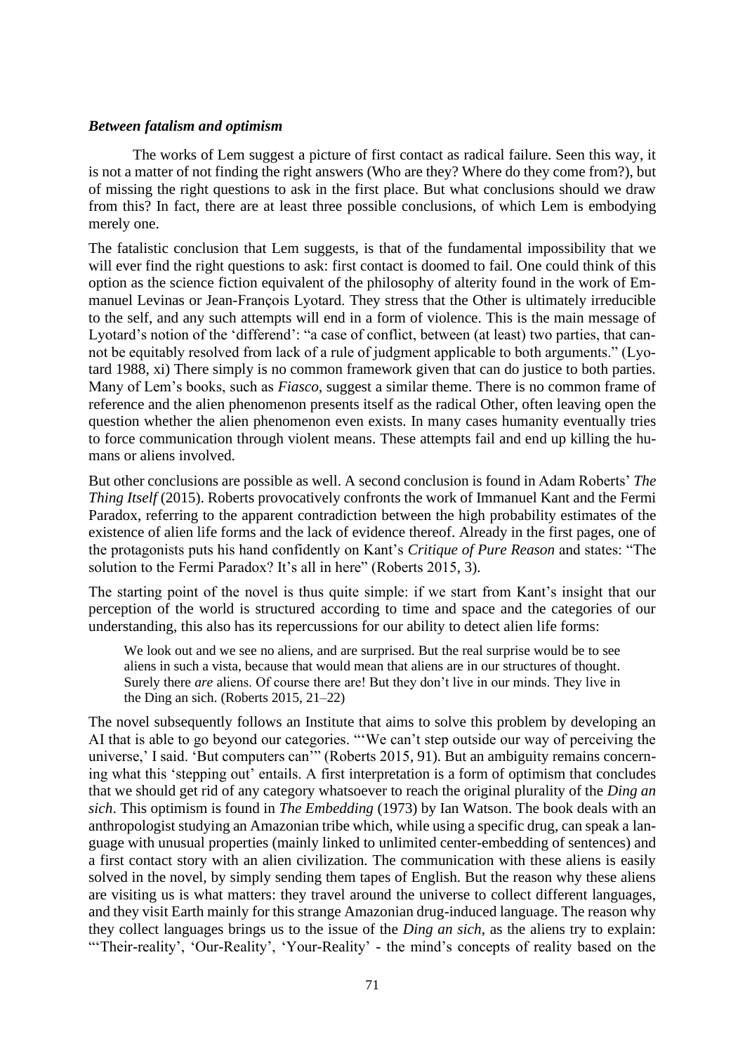### *Between fatalism and optimism*

The works of Lem suggest a picture of first contact as radical failure. Seen this way, it is not a matter of not finding the right answers (Who are they? Where do they come from?), but of missing the right questions to ask in the first place. But what conclusions should we draw from this? In fact, there are at least three possible conclusions, of which Lem is embodying merely one.

The fatalistic conclusion that Lem suggests, is that of the fundamental impossibility that we will ever find the right questions to ask: first contact is doomed to fail. One could think of this option as the science fiction equivalent of the philosophy of alterity found in the work of Emmanuel Levinas or Jean-François Lyotard. They stress that the Other is ultimately irreducible to the self, and any such attempts will end in a form of violence. This is the main message of Lyotard's notion of the 'differend': "a case of conflict, between (at least) two parties, that cannot be equitably resolved from lack of a rule of judgment applicable to both arguments." (Lyotard 1988, xi) There simply is no common framework given that can do justice to both parties. Many of Lem's books, such as *Fiasco*, suggest a similar theme. There is no common frame of reference and the alien phenomenon presents itself as the radical Other, often leaving open the question whether the alien phenomenon even exists. In many cases humanity eventually tries to force communication through violent means. These attempts fail and end up killing the humans or aliens involved.

But other conclusions are possible as well. A second conclusion is found in Adam Roberts' *The Thing Itself* (2015). Roberts provocatively confronts the work of Immanuel Kant and the Fermi Paradox, referring to the apparent contradiction between the high probability estimates of the existence of alien life forms and the lack of evidence thereof. Already in the first pages, one of the protagonists puts his hand confidently on Kant's *Critique of Pure Reason* and states: "The solution to the Fermi Paradox? It's all in here" (Roberts 2015, 3).

The starting point of the novel is thus quite simple: if we start from Kant's insight that our perception of the world is structured according to time and space and the categories of our understanding, this also has its repercussions for our ability to detect alien life forms:

> We look out and we see no aliens, and are surprised. But the real surprise would be to see aliens in such a vista, because that would mean that aliens are in our structures of thought. Surely there *are* aliens. Of course there are! But they don't live in our minds. They live in the Ding an sich. (Roberts 2015, 21–22)

The novel subsequently follows an Institute that aims to solve this problem by developing an AI that is able to go beyond our categories. "'We can't step outside our way of perceiving the universe,' I said. 'But computers can'" (Roberts 2015, 91). But an ambiguity remains concerning what this 'stepping out' entails. A first interpretation is a form of optimism that concludes that we should get rid of any category whatsoever to reach the original plurality of the *Ding an sich*. This optimism is found in *The Embedding* (1973) by Ian Watson. The book deals with an anthropologist studying an Amazonian tribe which, while using a specific drug, can speak a language with unusual properties (mainly linked to unlimited center-embedding of sentences) and a first contact story with an alien civilization. The communication with these aliens is easily solved in the novel, by simply sending them tapes of English. But the reason why these aliens are visiting us is what matters: they travel around the universe to collect different languages, and they visit Earth mainly for this strange Amazonian drug-induced language. The reason why they collect languages brings us to the issue of the *Ding an sich*, as the aliens try to explain: "'Their-reality', 'Our-Reality', 'Your-Reality' - the mind's concepts of reality based on the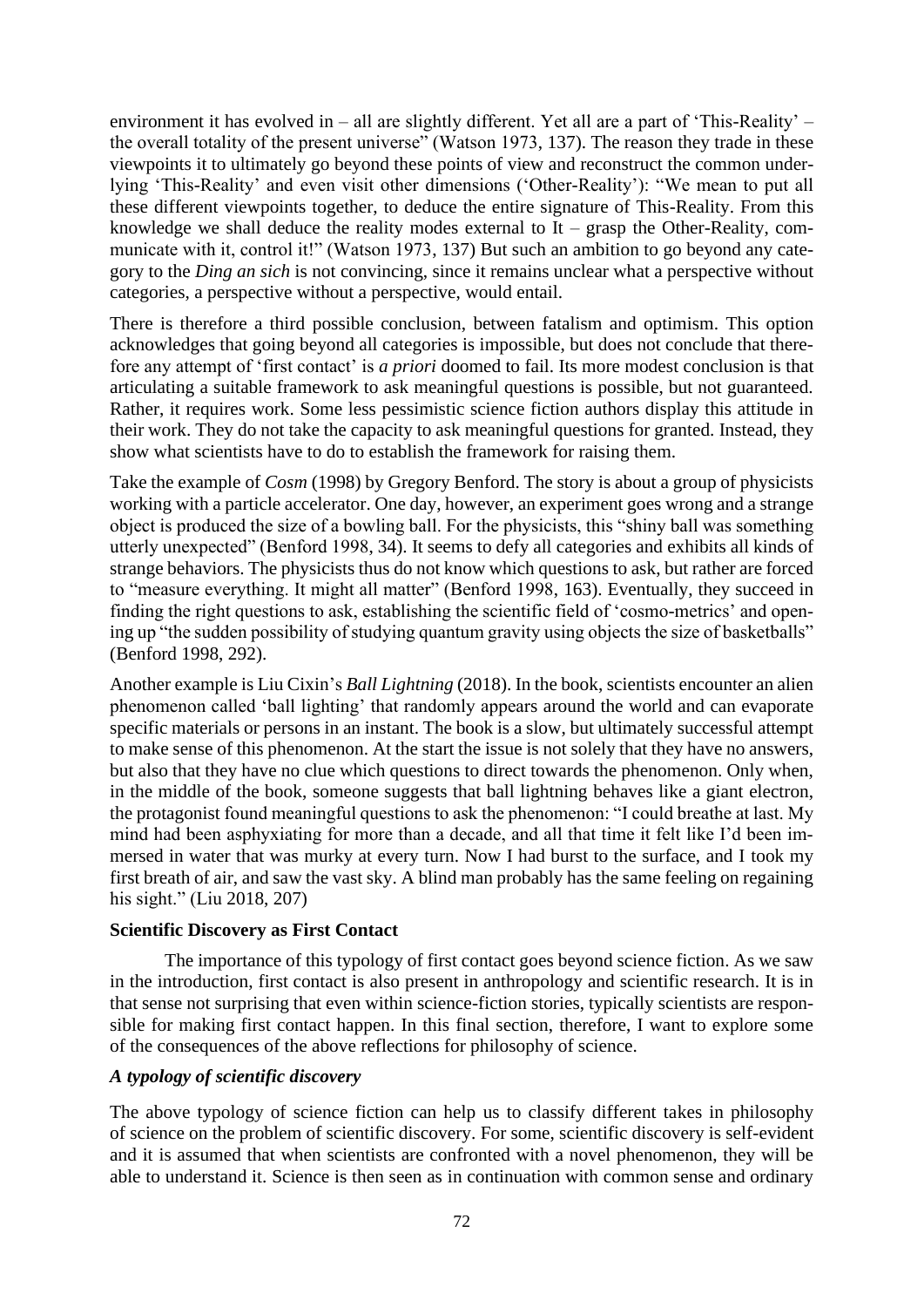environment it has evolved in – all are slightly different. Yet all are a part of 'This-Reality' – the overall totality of the present universe" (Watson 1973, 137). The reason they trade in these viewpoints it to ultimately go beyond these points of view and reconstruct the common underlying 'This-Reality' and even visit other dimensions ('Other-Reality'): "We mean to put all these different viewpoints together, to deduce the entire signature of This-Reality. From this knowledge we shall deduce the reality modes external to It – grasp the Other-Reality, communicate with it, control it!" (Watson 1973, 137) But such an ambition to go beyond any category to the *Ding an sich* is not convincing, since it remains unclear what a perspective without categories, a perspective without a perspective, would entail.

There is therefore a third possible conclusion, between fatalism and optimism. This option acknowledges that going beyond all categories is impossible, but does not conclude that therefore any attempt of 'first contact' is *a priori* doomed to fail. Its more modest conclusion is that articulating a suitable framework to ask meaningful questions is possible, but not guaranteed. Rather, it requires work. Some less pessimistic science fiction authors display this attitude in their work. They do not take the capacity to ask meaningful questions for granted. Instead, they show what scientists have to do to establish the framework for raising them.

Take the example of *Cosm* (1998) by Gregory Benford. The story is about a group of physicists working with a particle accelerator. One day, however, an experiment goes wrong and a strange object is produced the size of a bowling ball. For the physicists, this "shiny ball was something utterly unexpected" (Benford 1998, 34). It seems to defy all categories and exhibits all kinds of strange behaviors. The physicists thus do not know which questions to ask, but rather are forced to "measure everything. It might all matter" (Benford 1998, 163). Eventually, they succeed in finding the right questions to ask, establishing the scientific field of 'cosmo-metrics' and opening up "the sudden possibility of studying quantum gravity using objects the size of basketballs" (Benford 1998, 292).

Another example is Liu Cixin's *Ball Lightning* (2018). In the book, scientists encounter an alien phenomenon called 'ball lighting' that randomly appears around the world and can evaporate specific materials or persons in an instant. The book is a slow, but ultimately successful attempt to make sense of this phenomenon. At the start the issue is not solely that they have no answers, but also that they have no clue which questions to direct towards the phenomenon. Only when, in the middle of the book, someone suggests that ball lightning behaves like a giant electron, the protagonist found meaningful questions to ask the phenomenon: "I could breathe at last. My mind had been asphyxiating for more than a decade, and all that time it felt like I'd been immersed in water that was murky at every turn. Now I had burst to the surface, and I took my first breath of air, and saw the vast sky. A blind man probably has the same feeling on regaining his sight." (Liu 2018, 207)

## Scientific Discovery as First Contact

The importance of this typology of first contact goes beyond science fiction. As we saw in the introduction, first contact is also present in anthropology and scientific research. It is in that sense not surprising that even within science-fiction stories, typically scientists are responsible for making first contact happen. In this final section, therefore, I want to explore some of the consequences of the above reflections for philosophy of science.

### *A typology of scientific discovery*

The above typology of science fiction can help us to classify different takes in philosophy of science on the problem of scientific discovery. For some, scientific discovery is self-evident and it is assumed that when scientists are confronted with a novel phenomenon, they will be able to understand it. Science is then seen as in continuation with common sense and ordinary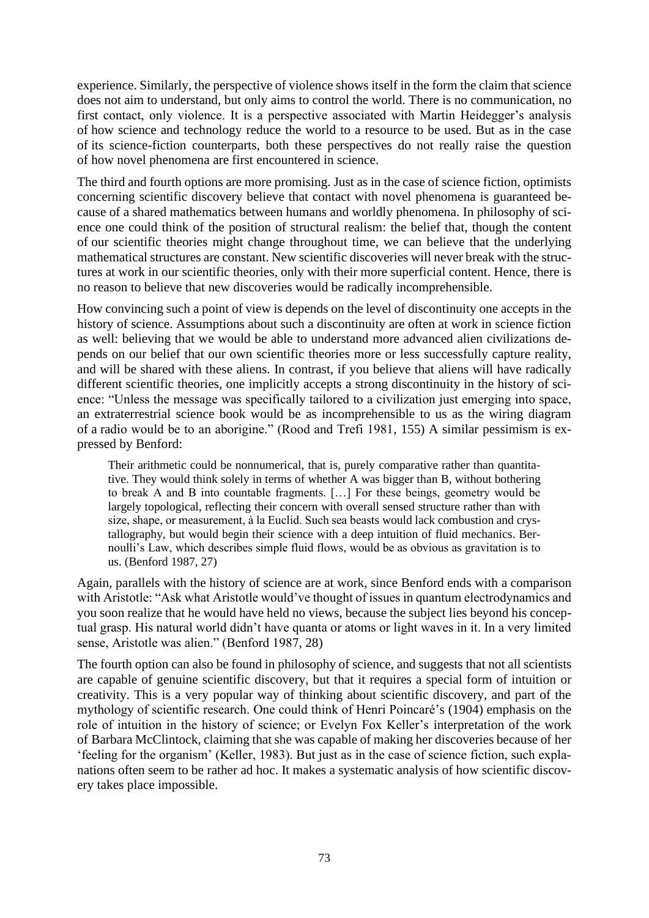experience. Similarly, the perspective of violence shows itself in the form the claim that science does not aim to understand, but only aims to control the world. There is no communication, no first contact, only violence. It is a perspective associated with Martin Heidegger's analysis of how science and technology reduce the world to a resource to be used. But as in the case of its science-fiction counterparts, both these perspectives do not really raise the question of how novel phenomena are first encountered in science.

The third and fourth options are more promising. Just as in the case of science fiction, optimists concerning scientific discovery believe that contact with novel phenomena is guaranteed because of a shared mathematics between humans and worldly phenomena. In philosophy of science one could think of the position of structural realism: the belief that, though the content of our scientific theories might change throughout time, we can believe that the underlying mathematical structures are constant. New scientific discoveries will never break with the structures at work in our scientific theories, only with their more superficial content. Hence, there is no reason to believe that new discoveries would be radically incomprehensible.

How convincing such a point of view is depends on the level of discontinuity one accepts in the history of science. Assumptions about such a discontinuity are often at work in science fiction as well: believing that we would be able to understand more advanced alien civilizations depends on our belief that our own scientific theories more or less successfully capture reality, and will be shared with these aliens. In contrast, if you believe that aliens will have radically different scientific theories, one implicitly accepts a strong discontinuity in the history of science: "Unless the message was specifically tailored to a civilization just emerging into space, an extraterrestrial science book would be as incomprehensible to us as the wiring diagram of a radio would be to an aborigine." (Rood and Trefi 1981, 155) A similar pessimism is expressed by Benford:

> Their arithmetic could be nonnumerical, that is, purely comparative rather than quantitative. They would think solely in terms of whether A was bigger than B, without bothering to break A and B into countable fragments. […] For these beings, geometry would be largely topological, reflecting their concern with overall sensed structure rather than with size, shape, or measurement, à la Euclid. Such sea beasts would lack combustion and crystallography, but would begin their science with a deep intuition of fluid mechanics. Bernoulli's Law, which describes simple fluid flows, would be as obvious as gravitation is to us. (Benford 1987, 27)

Again, parallels with the history of science are at work, since Benford ends with a comparison with Aristotle: "Ask what Aristotle would've thought of issues in quantum electrodynamics and you soon realize that he would have held no views, because the subject lies beyond his conceptual grasp. His natural world didn't have quanta or atoms or light waves in it. In a very limited sense, Aristotle was alien." (Benford 1987, 28)

The fourth option can also be found in philosophy of science, and suggests that not all scientists are capable of genuine scientific discovery, but that it requires a special form of intuition or creativity. This is a very popular way of thinking about scientific discovery, and part of the mythology of scientific research. One could think of Henri Poincaré's (1904) emphasis on the role of intuition in the history of science; or Evelyn Fox Keller's interpretation of the work of Barbara McClintock, claiming that she was capable of making her discoveries because of her 'feeling for the organism' (Keller, 1983). But just as in the case of science fiction, such explanations often seem to be rather ad hoc. It makes a systematic analysis of how scientific discovery takes place impossible.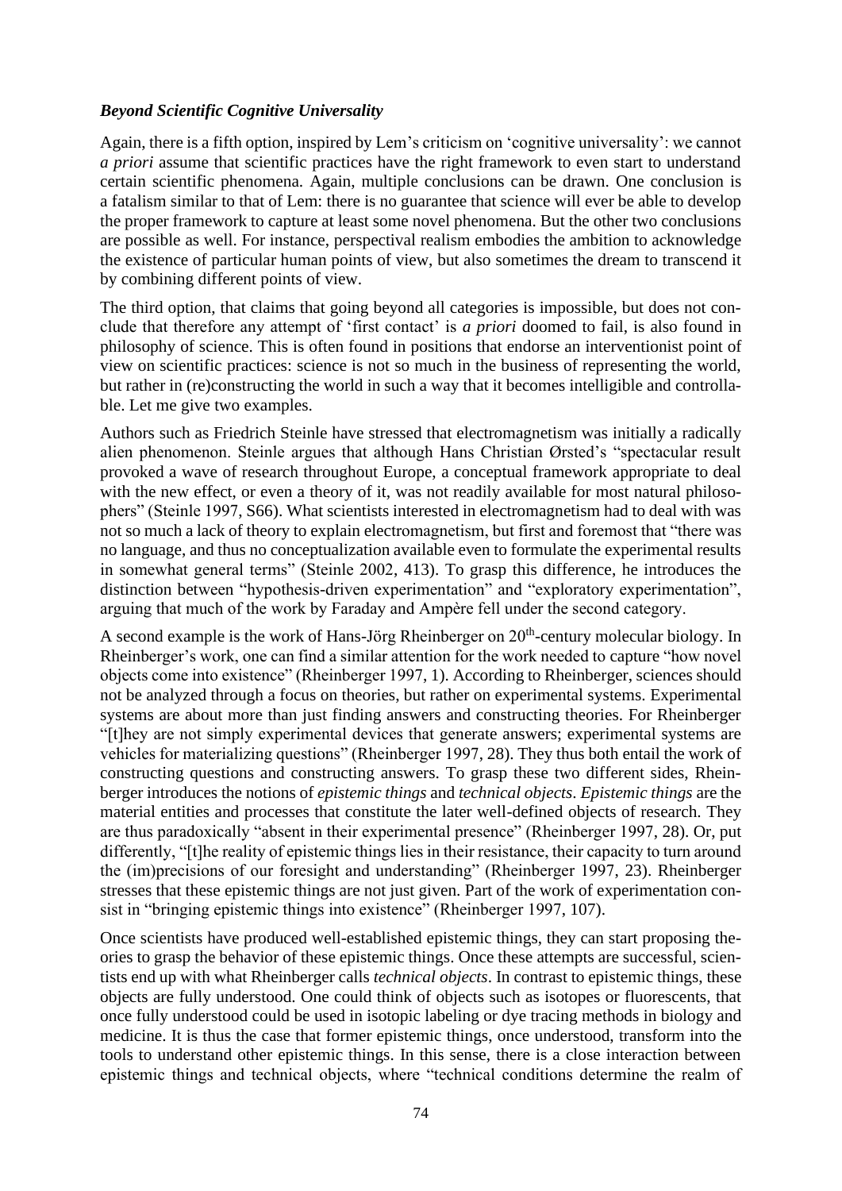### ***Beyond Scientific Cognitive Universality***

Again, there is a fifth option, inspired by Lem's criticism on 'cognitive universality': we cannot *a priori* assume that scientific practices have the right framework to even start to understand certain scientific phenomena. Again, multiple conclusions can be drawn. One conclusion is a fatalism similar to that of Lem: there is no guarantee that science will ever be able to develop the proper framework to capture at least some novel phenomena. But the other two conclusions are possible as well. For instance, perspectival realism embodies the ambition to acknowledge the existence of particular human points of view, but also sometimes the dream to transcend it by combining different points of view.

The third option, that claims that going beyond all categories is impossible, but does not conclude that therefore any attempt of 'first contact' is *a priori* doomed to fail, is also found in philosophy of science. This is often found in positions that endorse an interventionist point of view on scientific practices: science is not so much in the business of representing the world, but rather in (re)constructing the world in such a way that it becomes intelligible and controllable. Let me give two examples.

Authors such as Friedrich Steinle have stressed that electromagnetism was initially a radically alien phenomenon. Steinle argues that although Hans Christian Ørsted's "spectacular result provoked a wave of research throughout Europe, a conceptual framework appropriate to deal with the new effect, or even a theory of it, was not readily available for most natural philosophers" (Steinle 1997, S66). What scientists interested in electromagnetism had to deal with was not so much a lack of theory to explain electromagnetism, but first and foremost that "there was no language, and thus no conceptualization available even to formulate the experimental results in somewhat general terms" (Steinle 2002, 413). To grasp this difference, he introduces the distinction between "hypothesis-driven experimentation" and "exploratory experimentation", arguing that much of the work by Faraday and Ampère fell under the second category.

A second example is the work of Hans-Jörg Rheinberger on 20th-century molecular biology. In Rheinberger's work, one can find a similar attention for the work needed to capture "how novel objects come into existence" (Rheinberger 1997, 1). According to Rheinberger, sciences should not be analyzed through a focus on theories, but rather on experimental systems. Experimental systems are about more than just finding answers and constructing theories. For Rheinberger "[t]hey are not simply experimental devices that generate answers; experimental systems are vehicles for materializing questions" (Rheinberger 1997, 28). They thus both entail the work of constructing questions and constructing answers. To grasp these two different sides, Rheinberger introduces the notions of *epistemic things* and *technical objects*. *Epistemic things* are the material entities and processes that constitute the later well-defined objects of research. They are thus paradoxically "absent in their experimental presence" (Rheinberger 1997, 28). Or, put differently, "[t]he reality of epistemic things lies in their resistance, their capacity to turn around the (im)precisions of our foresight and understanding" (Rheinberger 1997, 23). Rheinberger stresses that these epistemic things are not just given. Part of the work of experimentation consist in "bringing epistemic things into existence" (Rheinberger 1997, 107).

Once scientists have produced well-established epistemic things, they can start proposing theories to grasp the behavior of these epistemic things. Once these attempts are successful, scientists end up with what Rheinberger calls *technical objects*. In contrast to epistemic things, these objects are fully understood. One could think of objects such as isotopes or fluorescents, that once fully understood could be used in isotopic labeling or dye tracing methods in biology and medicine. It is thus the case that former epistemic things, once understood, transform into the tools to understand other epistemic things. In this sense, there is a close interaction between epistemic things and technical objects, where "technical conditions determine the realm of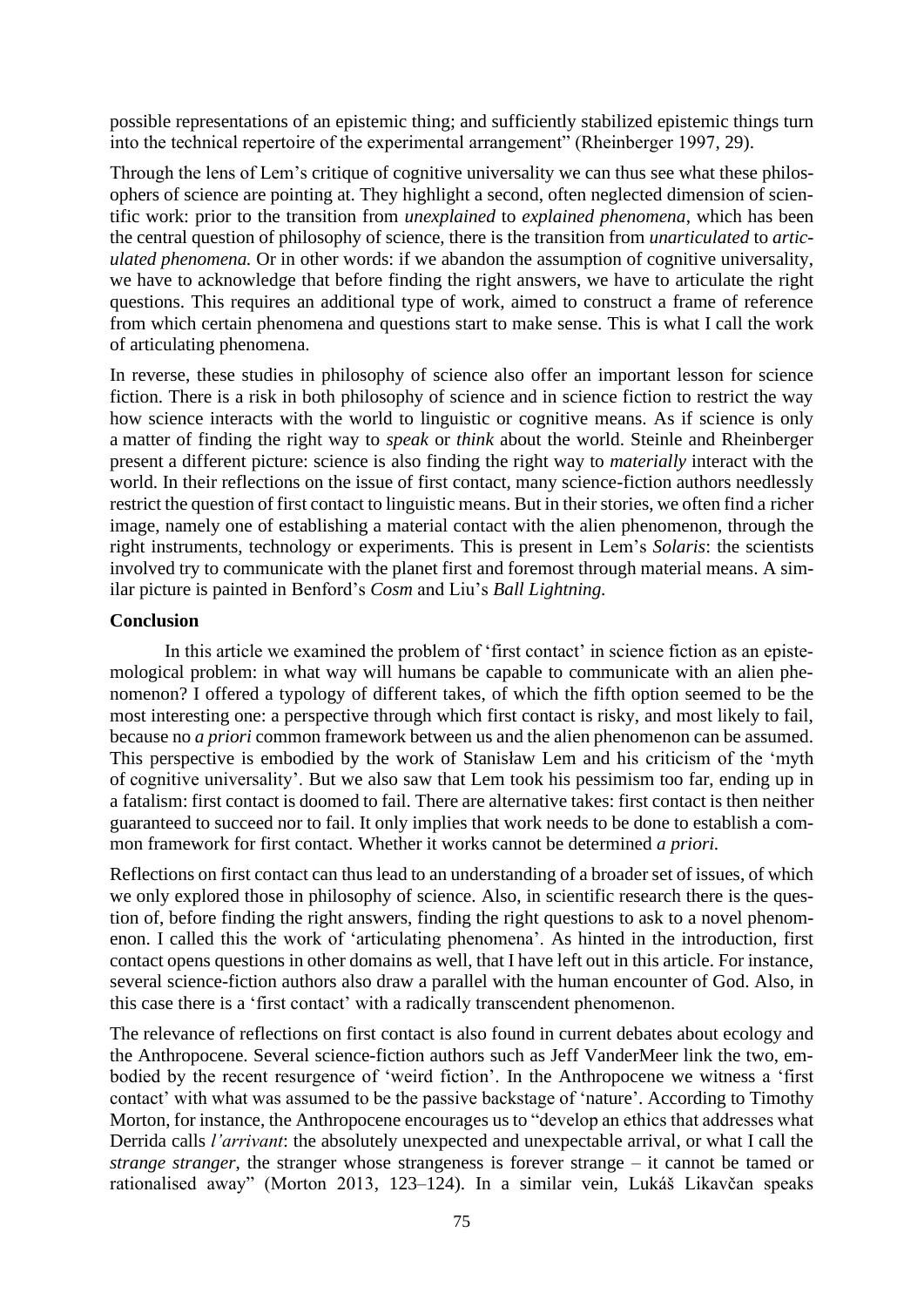possible representations of an epistemic thing; and sufficiently stabilized epistemic things turn into the technical repertoire of the experimental arrangement" (Rheinberger 1997, 29).

Through the lens of Lem's critique of cognitive universality we can thus see what these philosophers of science are pointing at. They highlight a second, often neglected dimension of scientific work: prior to the transition from *unexplained* to *explained phenomena*, which has been the central question of philosophy of science, there is the transition from *unarticulated* to *articulated phenomena.* Or in other words: if we abandon the assumption of cognitive universality, we have to acknowledge that before finding the right answers, we have to articulate the right questions. This requires an additional type of work, aimed to construct a frame of reference from which certain phenomena and questions start to make sense. This is what I call the work of articulating phenomena.

In reverse, these studies in philosophy of science also offer an important lesson for science fiction. There is a risk in both philosophy of science and in science fiction to restrict the way how science interacts with the world to linguistic or cognitive means. As if science is only a matter of finding the right way to *speak* or *think* about the world. Steinle and Rheinberger present a different picture: science is also finding the right way to *materially* interact with the world. In their reflections on the issue of first contact, many science-fiction authors needlessly restrict the question of first contact to linguistic means. But in their stories, we often find a richer image, namely one of establishing a material contact with the alien phenomenon, through the right instruments, technology or experiments. This is present in Lem's *Solaris*: the scientists involved try to communicate with the planet first and foremost through material means. A similar picture is painted in Benford's *Cosm* and Liu's *Ball Lightning.*

## Conclusion

In this article we examined the problem of 'first contact' in science fiction as an epistemological problem: in what way will humans be capable to communicate with an alien phenomenon? I offered a typology of different takes, of which the fifth option seemed to be the most interesting one: a perspective through which first contact is risky, and most likely to fail, because no *a priori* common framework between us and the alien phenomenon can be assumed. This perspective is embodied by the work of Stanisław Lem and his criticism of the 'myth of cognitive universality'. But we also saw that Lem took his pessimism too far, ending up in a fatalism: first contact is doomed to fail. There are alternative takes: first contact is then neither guaranteed to succeed nor to fail. It only implies that work needs to be done to establish a common framework for first contact. Whether it works cannot be determined *a priori.*

Reflections on first contact can thus lead to an understanding of a broader set of issues, of which we only explored those in philosophy of science. Also, in scientific research there is the question of, before finding the right answers, finding the right questions to ask to a novel phenomenon. I called this the work of 'articulating phenomena'. As hinted in the introduction, first contact opens questions in other domains as well, that I have left out in this article. For instance, several science-fiction authors also draw a parallel with the human encounter of God. Also, in this case there is a 'first contact' with a radically transcendent phenomenon.

The relevance of reflections on first contact is also found in current debates about ecology and the Anthropocene. Several science-fiction authors such as Jeff VanderMeer link the two, embodied by the recent resurgence of 'weird fiction'. In the Anthropocene we witness a 'first contact' with what was assumed to be the passive backstage of 'nature'. According to Timothy Morton, for instance, the Anthropocene encourages us to "develop an ethics that addresses what Derrida calls *l'arrivant*: the absolutely unexpected and unexpectable arrival, or what I call the *strange stranger*, the stranger whose strangeness is forever strange – it cannot be tamed or rationalised away" (Morton 2013, 123–124). In a similar vein, Lukáš Likavčan speaks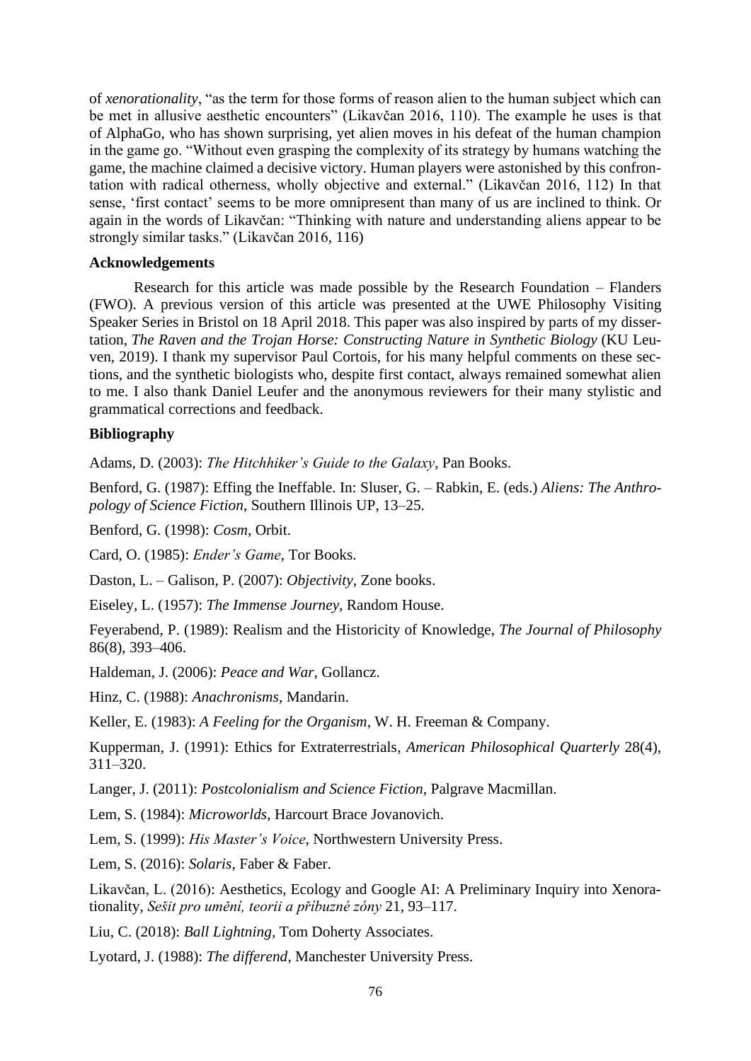of *xenorationality*, "as the term for those forms of reason alien to the human subject which can be met in allusive aesthetic encounters" (Likavčan 2016, 110). The example he uses is that of AlphaGo, who has shown surprising, yet alien moves in his defeat of the human champion in the game go. "Without even grasping the complexity of its strategy by humans watching the game, the machine claimed a decisive victory. Human players were astonished by this confrontation with radical otherness, wholly objective and external." (Likavčan 2016, 112) In that sense, 'first contact' seems to be more omnipresent than many of us are inclined to think. Or again in the words of Likavčan: "Thinking with nature and understanding aliens appear to be strongly similar tasks." (Likavčan 2016, 116)

**Acknowledgements**

Research for this article was made possible by the Research Foundation – Flanders (FWO). A previous version of this article was presented at the UWE Philosophy Visiting Speaker Series in Bristol on 18 April 2018. This paper was also inspired by parts of my dissertation, *The Raven and the Trojan Horse: Constructing Nature in Synthetic Biology* (KU Leuven, 2019). I thank my supervisor Paul Cortois, for his many helpful comments on these sections, and the synthetic biologists who, despite first contact, always remained somewhat alien to me. I also thank Daniel Leufer and the anonymous reviewers for their many stylistic and grammatical corrections and feedback.

**Bibliography**

Adams, D. (2003): *The Hitchhiker's Guide to the Galaxy*, Pan Books.

Benford, G. (1987): Effing the Ineffable. In: Sluser, G. – Rabkin, E. (eds.) *Aliens: The Anthropology of Science Fiction*, Southern Illinois UP, 13–25.

Benford, G. (1998): *Cosm*, Orbit.

Card, O. (1985): *Ender's Game*, Tor Books.

Daston, L. – Galison, P. (2007): *Objectivity*, Zone books.

Eiseley, L. (1957): *The Immense Journey*, Random House.

Feyerabend, P. (1989): Realism and the Historicity of Knowledge, *The Journal of Philosophy* 86(8), 393–406.

Haldeman, J. (2006): *Peace and War*, Gollancz.

Hinz, C. (1988): *Anachronisms*, Mandarin.

Keller, E. (1983): *A Feeling for the Organism*, W. H. Freeman & Company.

Kupperman, J. (1991): Ethics for Extraterrestrials, *American Philosophical Quarterly* 28(4), 311–320.

Langer, J. (2011): *Postcolonialism and Science Fiction*, Palgrave Macmillan.

Lem, S. (1984): *Microworlds*, Harcourt Brace Jovanovich.

Lem, S. (1999): *His Master's Voice*, Northwestern University Press.

Lem, S. (2016): *Solaris*, Faber & Faber.

Likavčan, L. (2016): Aesthetics, Ecology and Google AI: A Preliminary Inquiry into Xenorationality, *Sešit pro umění, teorii a příbuzné zóny* 21, 93–117.

Liu, C. (2018): *Ball Lightning*, Tom Doherty Associates.

Lyotard, J. (1988): *The differend*, Manchester University Press.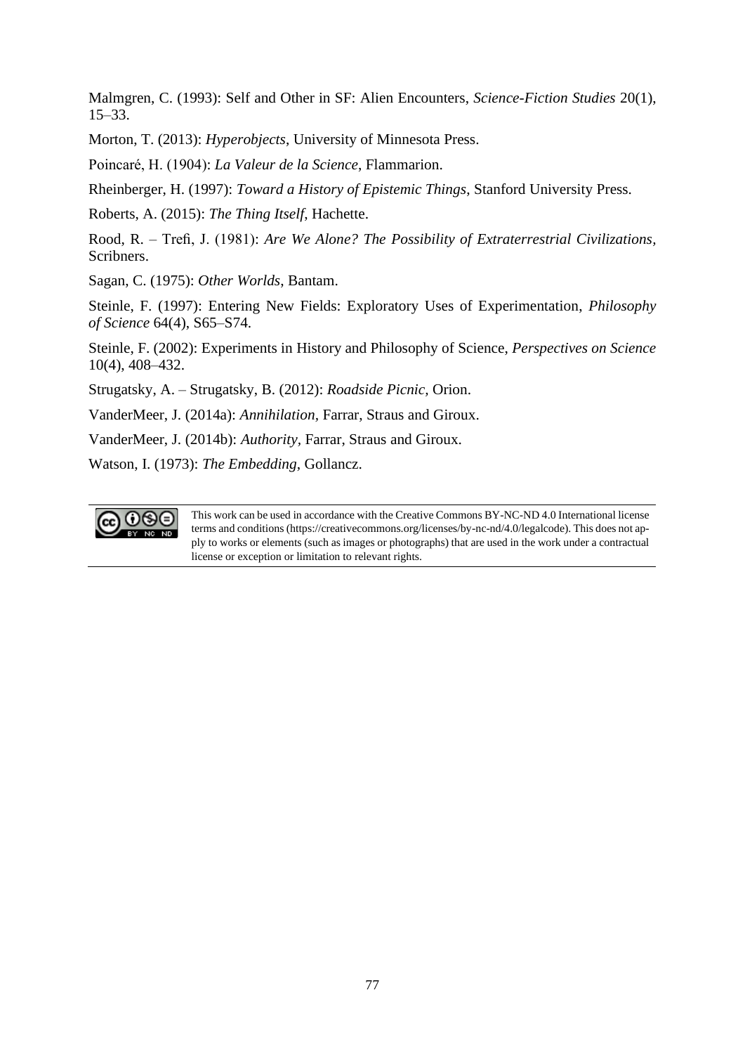Malmgren, C. (1993): Self and Other in SF: Alien Encounters, *Science-Fiction Studies* 20(1), 15–33.

Morton, T. (2013): *Hyperobjects*, University of Minnesota Press.

Poincaré, H. (1904): *La Valeur de la Science*, Flammarion.

Rheinberger, H. (1997): *Toward a History of Epistemic Things*, Stanford University Press.

Roberts, A. (2015): *The Thing Itself*, Hachette.

Rood, R. – Trefi, J. (1981): *Are We Alone? The Possibility of Extraterrestrial Civilizations*, Scribners.

Sagan, C. (1975): *Other Worlds*, Bantam.

Steinle, F. (1997): Entering New Fields: Exploratory Uses of Experimentation, *Philosophy of Science* 64(4), S65–S74.

Steinle, F. (2002): Experiments in History and Philosophy of Science, *Perspectives on Science* 10(4), 408–432.

Strugatsky, A. – Strugatsky, B. (2012): *Roadside Picnic*, Orion.

VanderMeer, J. (2014a): *Annihilation*, Farrar, Straus and Giroux.

VanderMeer, J. (2014b): *Authority*, Farrar, Straus and Giroux.

Watson, I. (1973): *The Embedding*, Gollancz.

This work can be used in accordance with the Creative Commons BY-NC-ND 4.0 International license terms and conditions (https://creativecommons.org/licenses/by-nc-nd/4.0/legalcode). This does not apply to works or elements (such as images or photographs) that are used in the work under a contractual license or exception or limitation to relevant rights.